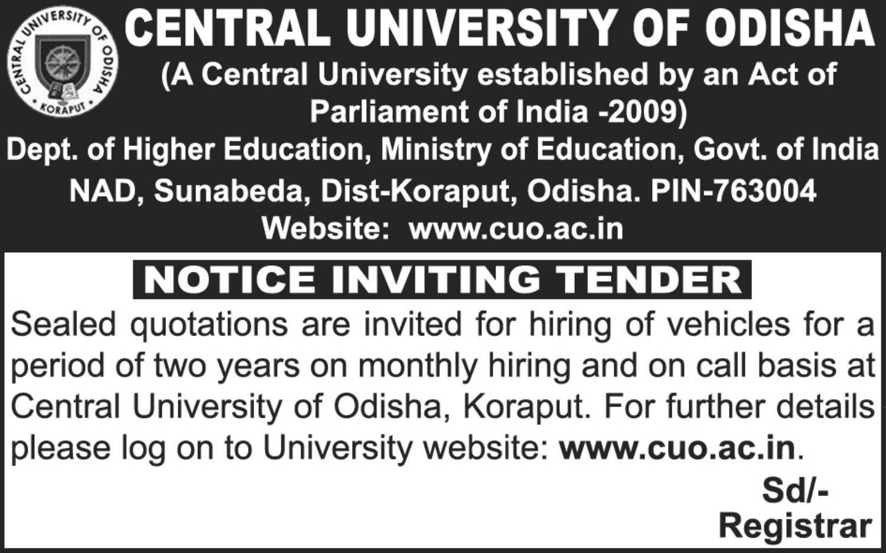# CENTRAL UNIVERSITY OF ODISHA

**(A Central University established by an Act of Parliament of India -2009)**

**Dept. of Higher Education, Ministry of Education, Govt. of India**

**NAD, Sunabeda, Dist-Koraput, Odisha. PIN-763004**

**Website: www.cuo.ac.in**

## NOTICE INVITING TENDER

Sealed quotations are invited for hiring of vehicles for a period of two years on monthly hiring and on call basis at Central University of Odisha, Koraput. For further details please log on to University website: **www.cuo.ac.in**.

**Sd/-**
**Registrar**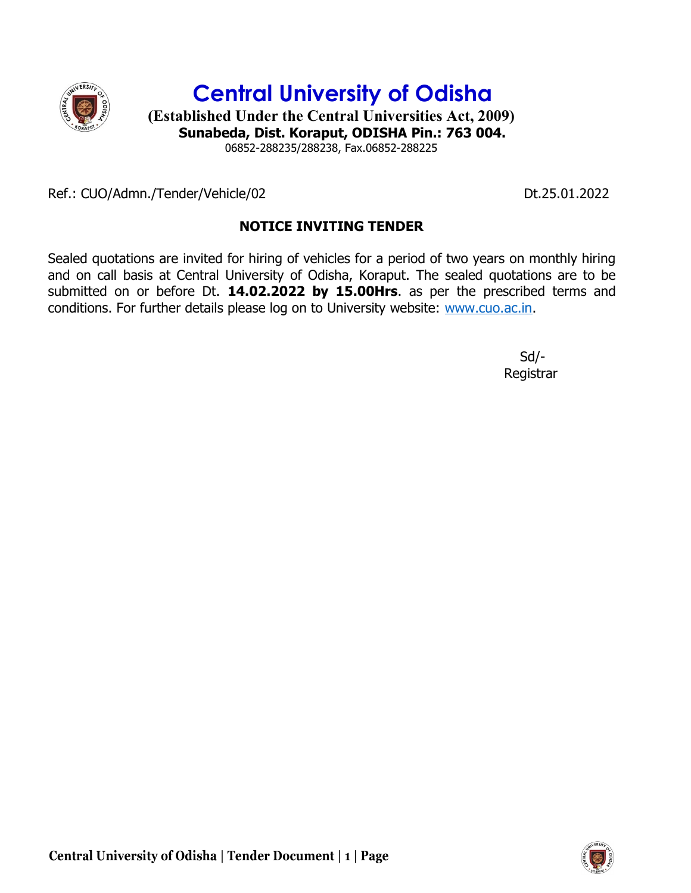# Central University of Odisha

**(Established Under the Central Universities Act, 2009)**
**Sunabeda, Dist. Koraput, ODISHA Pin.: 763 004.**
06852-288235/288238, Fax.06852-288225

Ref.: CUO/Admn./Tender/Vehicle/02 Dt.25.01.2022

## NOTICE INVITING TENDER

Sealed quotations are invited for hiring of vehicles for a period of two years on monthly hiring and on call basis at Central University of Odisha, Koraput. The sealed quotations are to be submitted on or before Dt. **14.02.2022 by 15.00Hrs**. as per the prescribed terms and conditions. For further details please log on to University website: www.cuo.ac.in.

Sd/-
Registrar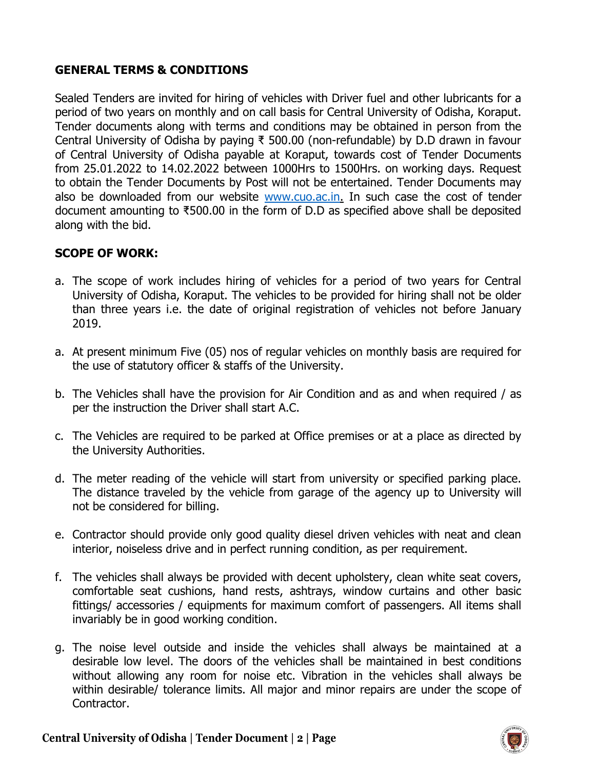## GENERAL TERMS & CONDITIONS

Sealed Tenders are invited for hiring of vehicles with Driver fuel and other lubricants for a period of two years on monthly and on call basis for Central University of Odisha, Koraput. Tender documents along with terms and conditions may be obtained in person from the Central University of Odisha by paying ₹ 500.00 (non-refundable) by D.D drawn in favour of Central University of Odisha payable at Koraput, towards cost of Tender Documents from 25.01.2022 to 14.02.2022 between 1000Hrs to 1500Hrs. on working days. Request to obtain the Tender Documents by Post will not be entertained. Tender Documents may also be downloaded from our website [www.cuo.ac.in](http://www.cuo.ac.in). In such case the cost of tender document amounting to ₹500.00 in the form of D.D as specified above shall be deposited along with the bid.

## SCOPE OF WORK:

a. The scope of work includes hiring of vehicles for a period of two years for Central University of Odisha, Koraput. The vehicles to be provided for hiring shall not be older than three years i.e. the date of original registration of vehicles not before January 2019.

a. At present minimum Five (05) nos of regular vehicles on monthly basis are required for the use of statutory officer & staffs of the University.

b. The Vehicles shall have the provision for Air Condition and as and when required / as per the instruction the Driver shall start A.C.

c. The Vehicles are required to be parked at Office premises or at a place as directed by the University Authorities.

d. The meter reading of the vehicle will start from university or specified parking place. The distance traveled by the vehicle from garage of the agency up to University will not be considered for billing.

e. Contractor should provide only good quality diesel driven vehicles with neat and clean interior, noiseless drive and in perfect running condition, as per requirement.

f. The vehicles shall always be provided with decent upholstery, clean white seat covers, comfortable seat cushions, hand rests, ashtrays, window curtains and other basic fittings/ accessories / equipments for maximum comfort of passengers. All items shall invariably be in good working condition.

g. The noise level outside and inside the vehicles shall always be maintained at a desirable low level. The doors of the vehicles shall be maintained in best conditions without allowing any room for noise etc. Vibration in the vehicles shall always be within desirable/ tolerance limits. All major and minor repairs are under the scope of Contractor.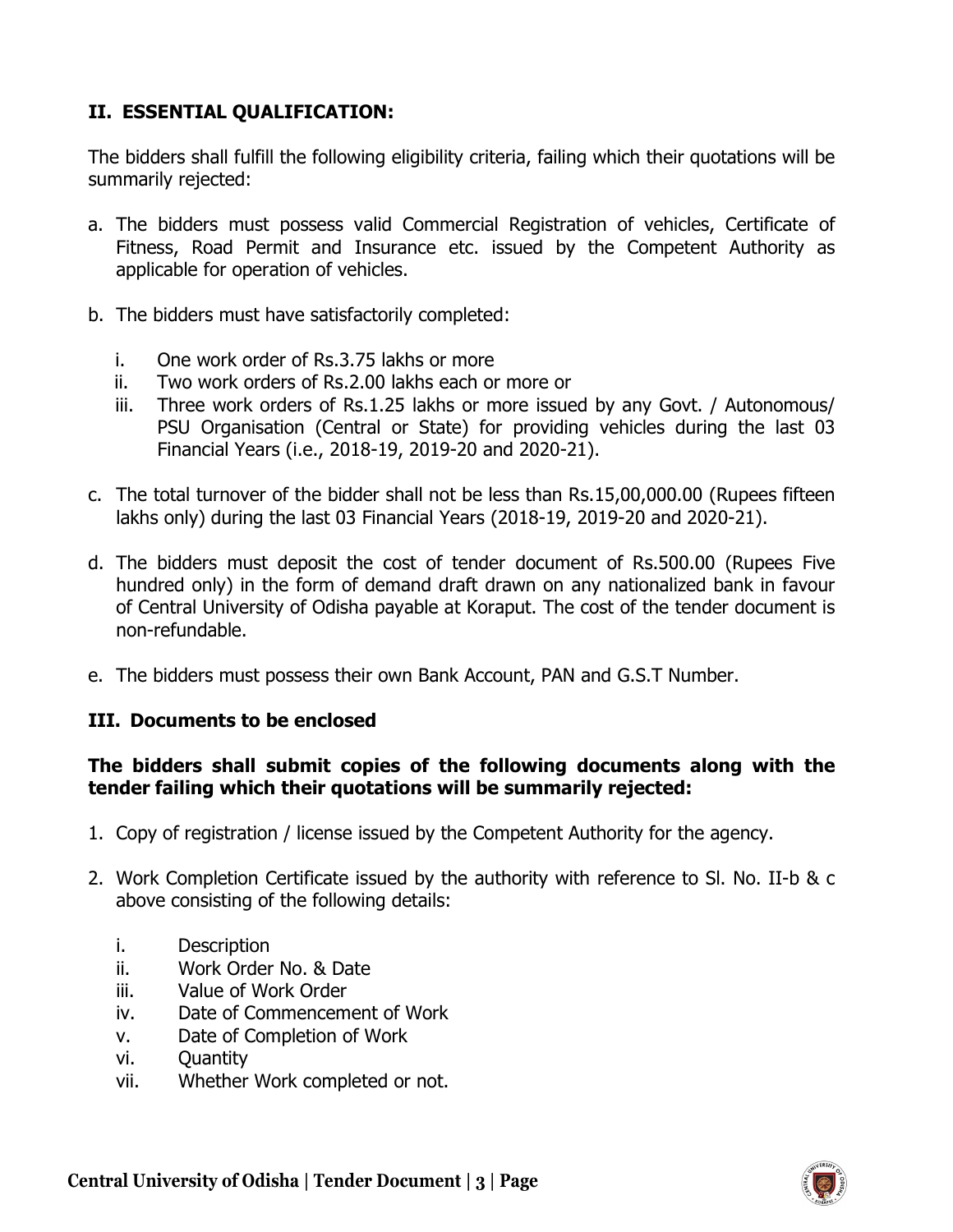## II. ESSENTIAL QUALIFICATION:

The bidders shall fulfill the following eligibility criteria, failing which their quotations will be summarily rejected:

a. The bidders must possess valid Commercial Registration of vehicles, Certificate of Fitness, Road Permit and Insurance etc. issued by the Competent Authority as applicable for operation of vehicles.

b. The bidders must have satisfactorily completed:

   i. One work order of Rs.3.75 lakhs or more
   ii. Two work orders of Rs.2.00 lakhs each or more or
   iii. Three work orders of Rs.1.25 lakhs or more issued by any Govt. / Autonomous/ PSU Organisation (Central or State) for providing vehicles during the last 03 Financial Years (i.e., 2018-19, 2019-20 and 2020-21).

c. The total turnover of the bidder shall not be less than Rs.15,00,000.00 (Rupees fifteen lakhs only) during the last 03 Financial Years (2018-19, 2019-20 and 2020-21).

d. The bidders must deposit the cost of tender document of Rs.500.00 (Rupees Five hundred only) in the form of demand draft drawn on any nationalized bank in favour of Central University of Odisha payable at Koraput. The cost of the tender document is non-refundable.

e. The bidders must possess their own Bank Account, PAN and G.S.T Number.

## III. Documents to be enclosed

**The bidders shall submit copies of the following documents along with the tender failing which their quotations will be summarily rejected:**

1. Copy of registration / license issued by the Competent Authority for the agency.

2. Work Completion Certificate issued by the authority with reference to Sl. No. II-b & c above consisting of the following details:

   i. Description
   ii. Work Order No. & Date
   iii. Value of Work Order
   iv. Date of Commencement of Work
   v. Date of Completion of Work
   vi. Quantity
   vii. Whether Work completed or not.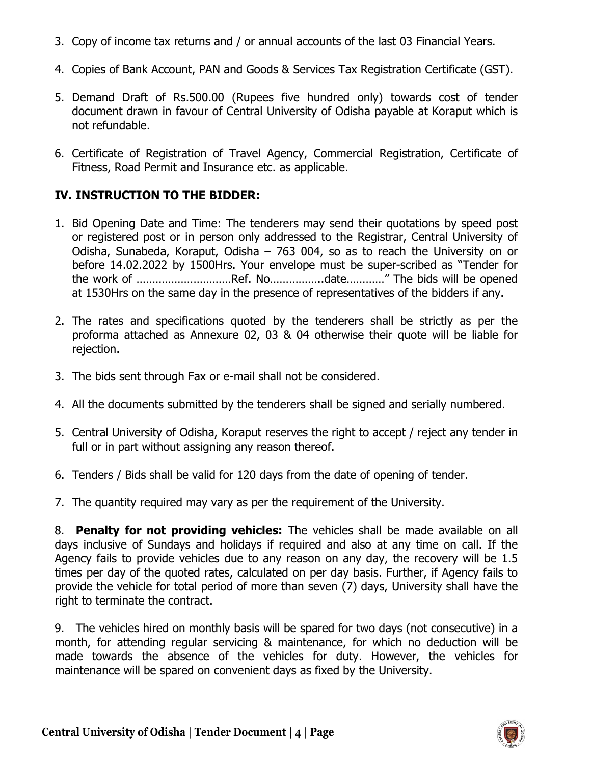3. Copy of income tax returns and / or annual accounts of the last 03 Financial Years.

4. Copies of Bank Account, PAN and Goods & Services Tax Registration Certificate (GST).

5. Demand Draft of Rs.500.00 (Rupees five hundred only) towards cost of tender document drawn in favour of Central University of Odisha payable at Koraput which is not refundable.

6. Certificate of Registration of Travel Agency, Commercial Registration, Certificate of Fitness, Road Permit and Insurance etc. as applicable.

## IV. INSTRUCTION TO THE BIDDER:

1. Bid Opening Date and Time: The tenderers may send their quotations by speed post or registered post or in person only addressed to the Registrar, Central University of Odisha, Sunabeda, Koraput, Odisha – 763 004, so as to reach the University on or before 14.02.2022 by 1500Hrs. Your envelope must be super-scribed as "Tender for the work of …………………………Ref. No……………..date…………" The bids will be opened at 1530Hrs on the same day in the presence of representatives of the bidders if any.

2. The rates and specifications quoted by the tenderers shall be strictly as per the proforma attached as Annexure 02, 03 & 04 otherwise their quote will be liable for rejection.

3. The bids sent through Fax or e-mail shall not be considered.

4. All the documents submitted by the tenderers shall be signed and serially numbered.

5. Central University of Odisha, Koraput reserves the right to accept / reject any tender in full or in part without assigning any reason thereof.

6. Tenders / Bids shall be valid for 120 days from the date of opening of tender.

7. The quantity required may vary as per the requirement of the University.

8. **Penalty for not providing vehicles:** The vehicles shall be made available on all days inclusive of Sundays and holidays if required and also at any time on call. If the Agency fails to provide vehicles due to any reason on any day, the recovery will be 1.5 times per day of the quoted rates, calculated on per day basis. Further, if Agency fails to provide the vehicle for total period of more than seven (7) days, University shall have the right to terminate the contract.

9. The vehicles hired on monthly basis will be spared for two days (not consecutive) in a month, for attending regular servicing & maintenance, for which no deduction will be made towards the absence of the vehicles for duty. However, the vehicles for maintenance will be spared on convenient days as fixed by the University.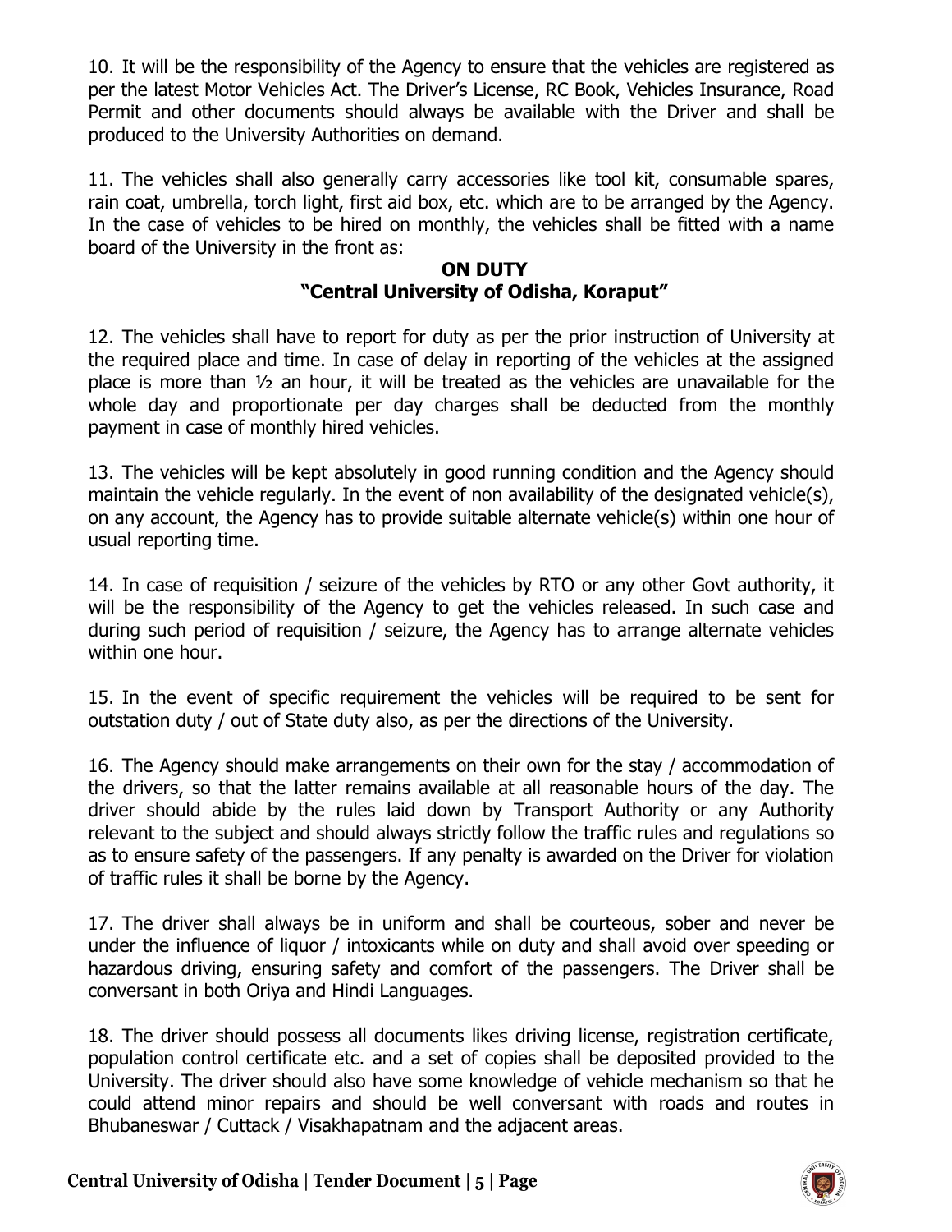10. It will be the responsibility of the Agency to ensure that the vehicles are registered as per the latest Motor Vehicles Act. The Driver's License, RC Book, Vehicles Insurance, Road Permit and other documents should always be available with the Driver and shall be produced to the University Authorities on demand.

11. The vehicles shall also generally carry accessories like tool kit, consumable spares, rain coat, umbrella, torch light, first aid box, etc. which are to be arranged by the Agency. In the case of vehicles to be hired on monthly, the vehicles shall be fitted with a name board of the University in the front as:

**ON DUTY**
**"Central University of Odisha, Koraput"**

12. The vehicles shall have to report for duty as per the prior instruction of University at the required place and time. In case of delay in reporting of the vehicles at the assigned place is more than ½ an hour, it will be treated as the vehicles are unavailable for the whole day and proportionate per day charges shall be deducted from the monthly payment in case of monthly hired vehicles.

13. The vehicles will be kept absolutely in good running condition and the Agency should maintain the vehicle regularly. In the event of non availability of the designated vehicle(s), on any account, the Agency has to provide suitable alternate vehicle(s) within one hour of usual reporting time.

14. In case of requisition / seizure of the vehicles by RTO or any other Govt authority, it will be the responsibility of the Agency to get the vehicles released. In such case and during such period of requisition / seizure, the Agency has to arrange alternate vehicles within one hour.

15. In the event of specific requirement the vehicles will be required to be sent for outstation duty / out of State duty also, as per the directions of the University.

16. The Agency should make arrangements on their own for the stay / accommodation of the drivers, so that the latter remains available at all reasonable hours of the day. The driver should abide by the rules laid down by Transport Authority or any Authority relevant to the subject and should always strictly follow the traffic rules and regulations so as to ensure safety of the passengers. If any penalty is awarded on the Driver for violation of traffic rules it shall be borne by the Agency.

17. The driver shall always be in uniform and shall be courteous, sober and never be under the influence of liquor / intoxicants while on duty and shall avoid over speeding or hazardous driving, ensuring safety and comfort of the passengers. The Driver shall be conversant in both Oriya and Hindi Languages.

18. The driver should possess all documents likes driving license, registration certificate, population control certificate etc. and a set of copies shall be deposited provided to the University. The driver should also have some knowledge of vehicle mechanism so that he could attend minor repairs and should be well conversant with roads and routes in Bhubaneswar / Cuttack / Visakhapatnam and the adjacent areas.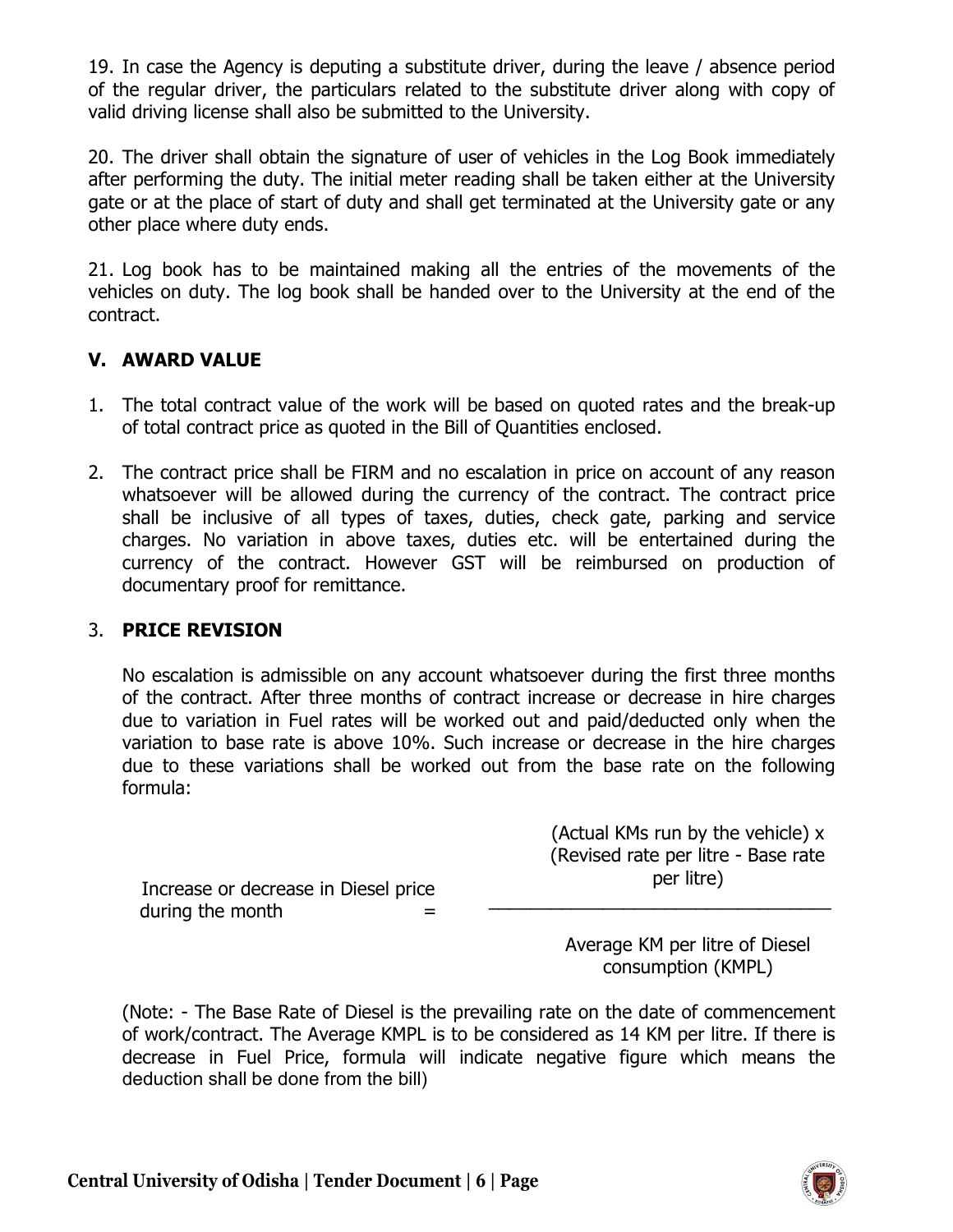19. In case the Agency is deputing a substitute driver, during the leave / absence period of the regular driver, the particulars related to the substitute driver along with copy of valid driving license shall also be submitted to the University.

20. The driver shall obtain the signature of user of vehicles in the Log Book immediately after performing the duty. The initial meter reading shall be taken either at the University gate or at the place of start of duty and shall get terminated at the University gate or any other place where duty ends.

21. Log book has to be maintained making all the entries of the movements of the vehicles on duty. The log book shall be handed over to the University at the end of the contract.

## V. AWARD VALUE

1. The total contract value of the work will be based on quoted rates and the break-up of total contract price as quoted in the Bill of Quantities enclosed.

2. The contract price shall be FIRM and no escalation in price on account of any reason whatsoever will be allowed during the currency of the contract. The contract price shall be inclusive of all types of taxes, duties, check gate, parking and service charges. No variation in above taxes, duties etc. will be entertained during the currency of the contract. However GST will be reimbursed on production of documentary proof for remittance.

3. **PRICE REVISION**

   No escalation is admissible on any account whatsoever during the first three months of the contract. After three months of contract increase or decrease in hire charges due to variation in Fuel rates will be worked out and paid/deducted only when the variation to base rate is above 10%. Such increase or decrease in the hire charges due to these variations shall be worked out from the base rate on the following formula:

$$\text{Increase or decrease in Diesel price during the month} = \frac{\text{(Actual KMs run by the vehicle)} \times \text{(Revised rate per litre - Base rate per litre)}}{\text{Average KM per litre of Diesel consumption (KMPL)}}$$

   (Note: - The Base Rate of Diesel is the prevailing rate on the date of commencement of work/contract. The Average KMPL is to be considered as 14 KM per litre. If there is decrease in Fuel Price, formula will indicate negative figure which means the deduction shall be done from the bill)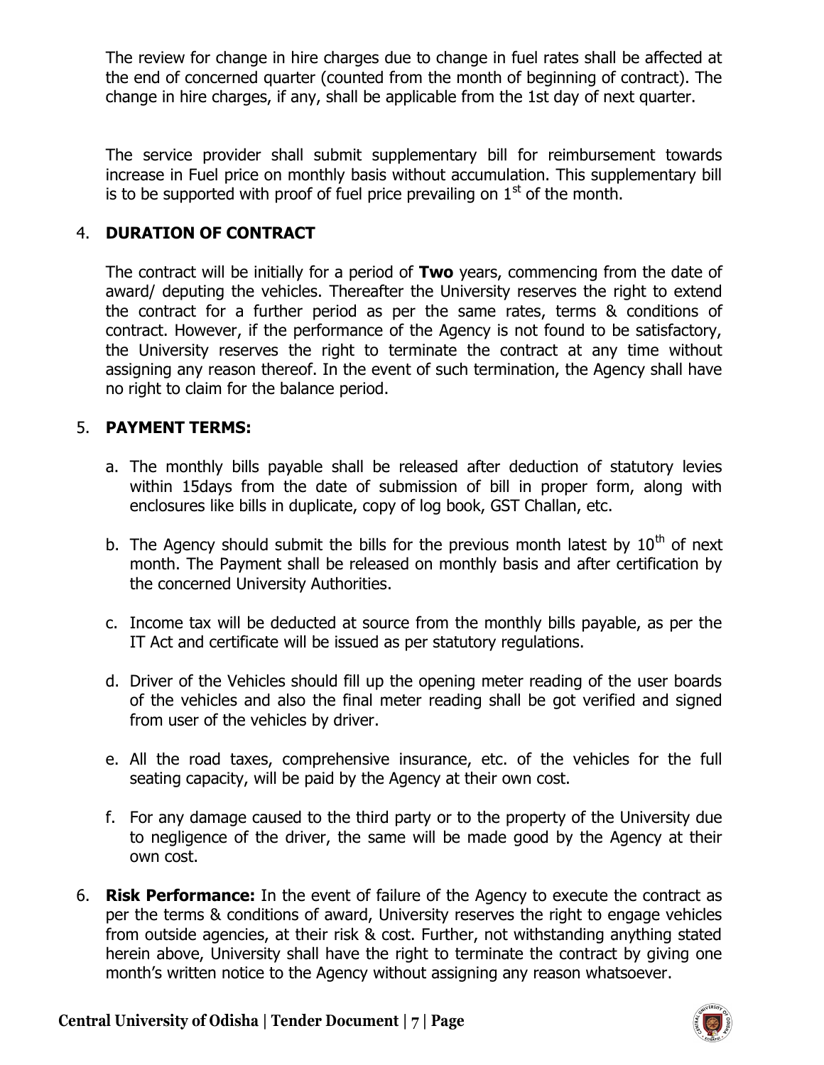The review for change in hire charges due to change in fuel rates shall be affected at the end of concerned quarter (counted from the month of beginning of contract). The change in hire charges, if any, shall be applicable from the 1st day of next quarter.

The service provider shall submit supplementary bill for reimbursement towards increase in Fuel price on monthly basis without accumulation. This supplementary bill is to be supported with proof of fuel price prevailing on 1st of the month.

4. **DURATION OF CONTRACT**

   The contract will be initially for a period of **Two** years, commencing from the date of award/ deputing the vehicles. Thereafter the University reserves the right to extend the contract for a further period as per the same rates, terms & conditions of contract. However, if the performance of the Agency is not found to be satisfactory, the University reserves the right to terminate the contract at any time without assigning any reason thereof. In the event of such termination, the Agency shall have no right to claim for the balance period.

5. **PAYMENT TERMS:**

   a. The monthly bills payable shall be released after deduction of statutory levies within 15days from the date of submission of bill in proper form, along with enclosures like bills in duplicate, copy of log book, GST Challan, etc.

   b. The Agency should submit the bills for the previous month latest by 10th of next month. The Payment shall be released on monthly basis and after certification by the concerned University Authorities.

   c. Income tax will be deducted at source from the monthly bills payable, as per the IT Act and certificate will be issued as per statutory regulations.

   d. Driver of the Vehicles should fill up the opening meter reading of the user boards of the vehicles and also the final meter reading shall be got verified and signed from user of the vehicles by driver.

   e. All the road taxes, comprehensive insurance, etc. of the vehicles for the full seating capacity, will be paid by the Agency at their own cost.

   f. For any damage caused to the third party or to the property of the University due to negligence of the driver, the same will be made good by the Agency at their own cost.

6. **Risk Performance:** In the event of failure of the Agency to execute the contract as per the terms & conditions of award, University reserves the right to engage vehicles from outside agencies, at their risk & cost. Further, not withstanding anything stated herein above, University shall have the right to terminate the contract by giving one month's written notice to the Agency without assigning any reason whatsoever.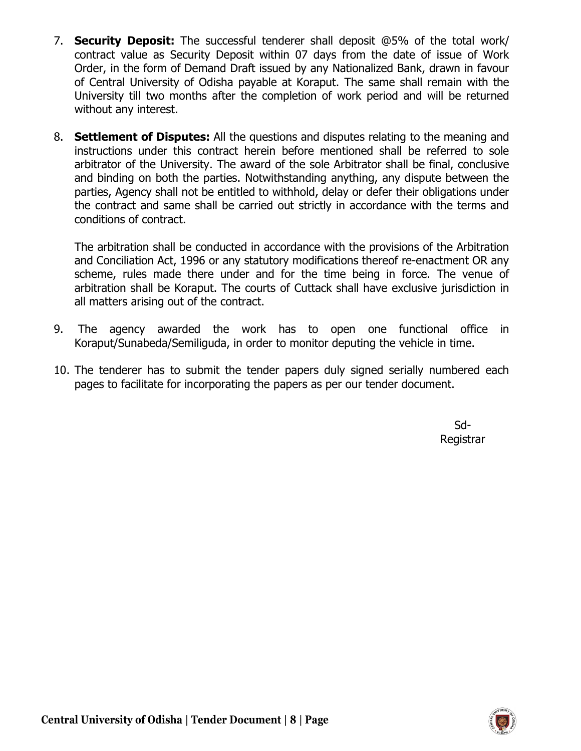7. **Security Deposit:** The successful tenderer shall deposit @5% of the total work/ contract value as Security Deposit within 07 days from the date of issue of Work Order, in the form of Demand Draft issued by any Nationalized Bank, drawn in favour of Central University of Odisha payable at Koraput. The same shall remain with the University till two months after the completion of work period and will be returned without any interest.

8. **Settlement of Disputes:** All the questions and disputes relating to the meaning and instructions under this contract herein before mentioned shall be referred to sole arbitrator of the University. The award of the sole Arbitrator shall be final, conclusive and binding on both the parties. Notwithstanding anything, any dispute between the parties, Agency shall not be entitled to withhold, delay or defer their obligations under the contract and same shall be carried out strictly in accordance with the terms and conditions of contract.

   The arbitration shall be conducted in accordance with the provisions of the Arbitration and Conciliation Act, 1996 or any statutory modifications thereof re-enactment OR any scheme, rules made there under and for the time being in force. The venue of arbitration shall be Koraput. The courts of Cuttack shall have exclusive jurisdiction in all matters arising out of the contract.

9. The agency awarded the work has to open one functional office in Koraput/Sunabeda/Semiliguda, in order to monitor deputing the vehicle in time.

10. The tenderer has to submit the tender papers duly signed serially numbered each pages to facilitate for incorporating the papers as per our tender document.

Sd-
Registrar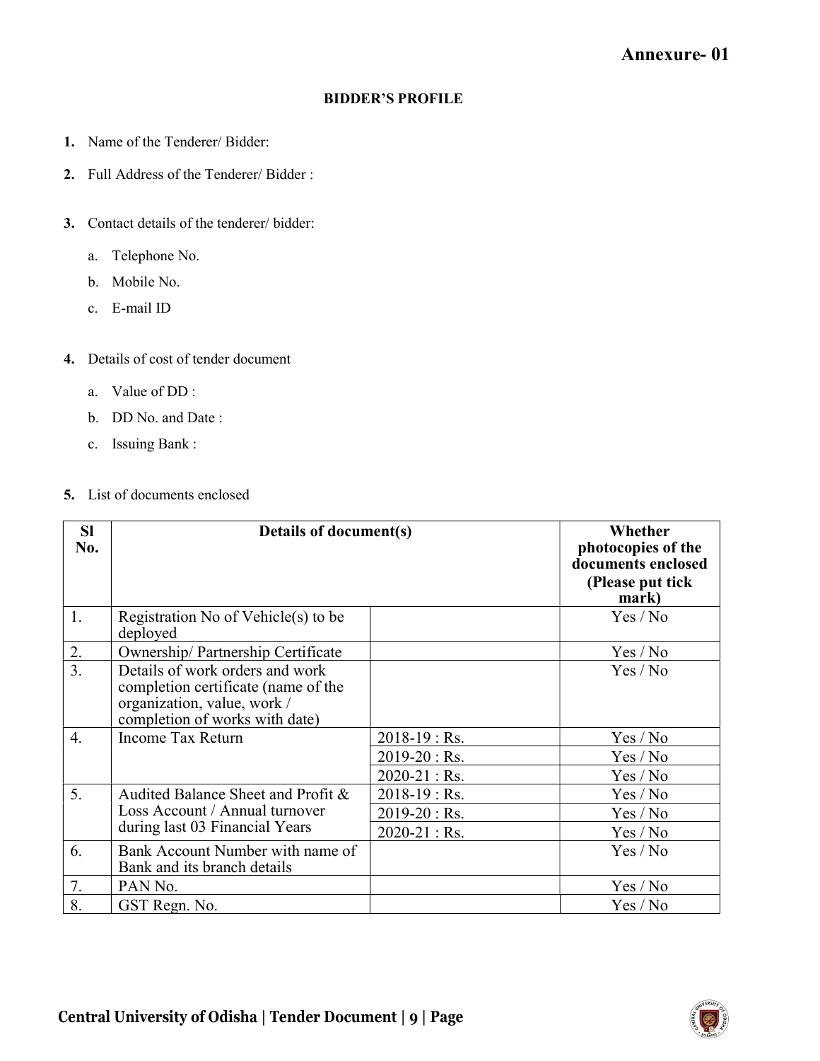# Annexure- 01

## BIDDER'S PROFILE

1. Name of the Tenderer/ Bidder:
2. Full Address of the Tenderer/ Bidder :
3. Contact details of the tenderer/ bidder:
   a. Telephone No.
   b. Mobile No.
   c. E-mail ID
4. Details of cost of tender document
   a. Value of DD :
   b. DD No. and Date :
   c. Issuing Bank :
5. List of documents enclosed

| Sl No. | Details of document(s) | | Whether photocopies of the documents enclosed (Please put tick mark) |
|---|---|---|---|
| 1. | Registration No of Vehicle(s) to be deployed | | Yes / No |
| 2. | Ownership/ Partnership Certificate | | Yes / No |
| 3. | Details of work orders and work completion certificate (name of the organization, value, work / completion of works with date) | | Yes / No |
| 4. | Income Tax Return | 2018-19 : Rs. | Yes / No |
| | | 2019-20 : Rs. | Yes / No |
| | | 2020-21 : Rs. | Yes / No |
| 5. | Audited Balance Sheet and Profit & Loss Account / Annual turnover during last 03 Financial Years | 2018-19 : Rs. | Yes / No |
| | | 2019-20 : Rs. | Yes / No |
| | | 2020-21 : Rs. | Yes / No |
| 6. | Bank Account Number with name of Bank and its branch details | | Yes / No |
| 7. | PAN No. | | Yes / No |
| 8. | GST Regn. No. | | Yes / No |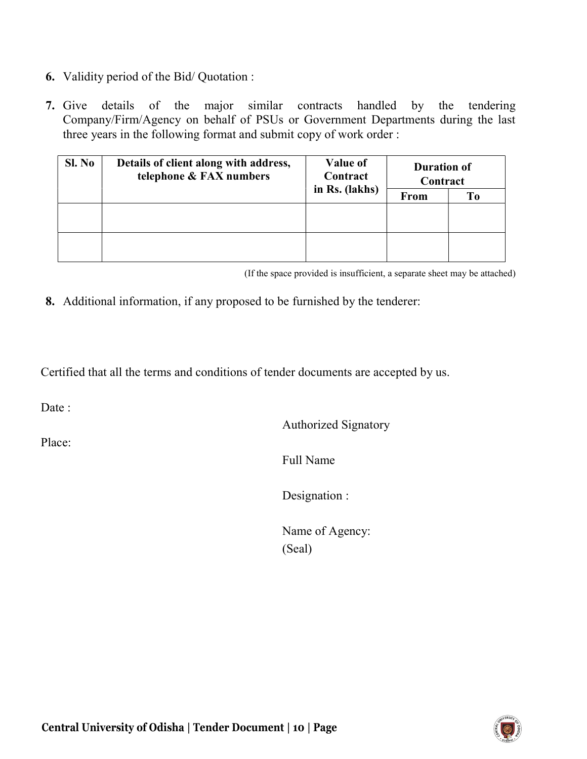6. Validity period of the Bid/ Quotation :

7. Give details of the major similar contracts handled by the tendering Company/Firm/Agency on behalf of PSUs or Government Departments during the last three years in the following format and submit copy of work order :

| Sl. No | Details of client along with address, telephone & FAX numbers | Value of Contract in Rs. (lakhs) | Duration of Contract | |
|---|---|---|---|---|
| | | | From | To |
| | | | | |
| | | | | |

(If the space provided is insufficient, a separate sheet may be attached)

8. Additional information, if any proposed to be furnished by the tenderer:

Certified that all the terms and conditions of tender documents are accepted by us.

Date :

Place:

Authorized Signatory

Full Name

Designation :

Name of Agency:
(Seal)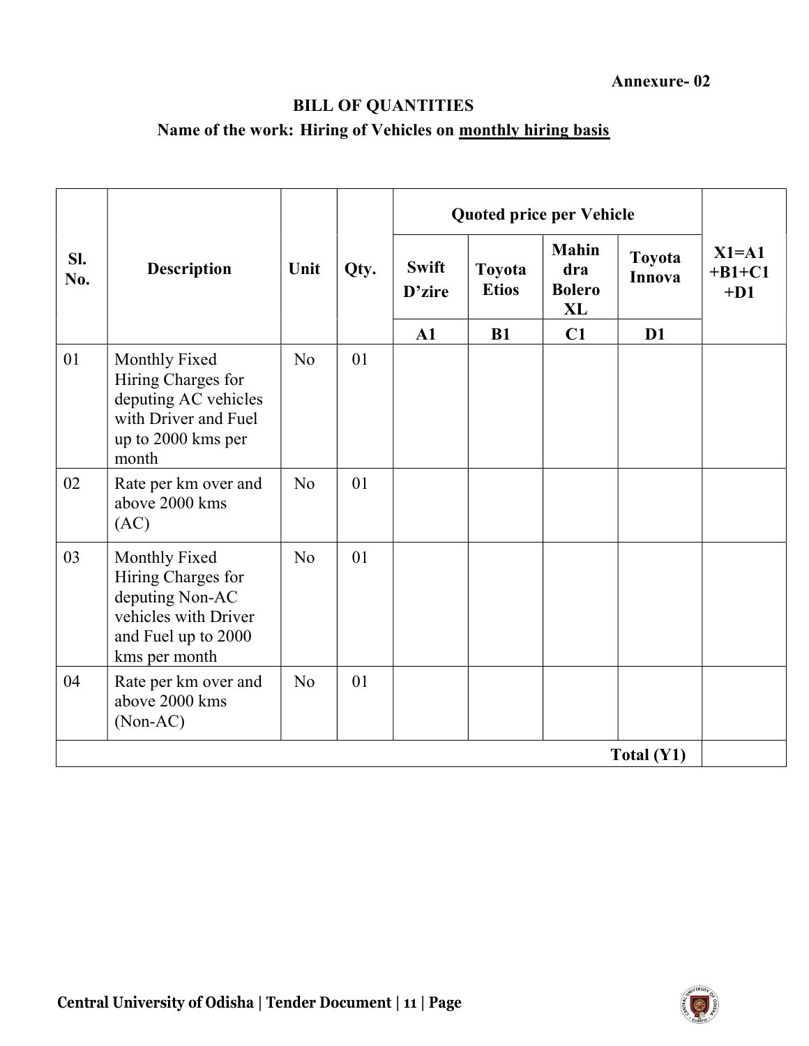**Annexure- 02**

## BILL OF QUANTITIES

### Name of the work: Hiring of Vehicles on monthly hiring basis

| Sl. No. | Description | Unit | Qty. | Quoted price per Vehicle | | | | X1=A1 +B1+C1 +D1 |
|---|---|---|---|---|---|---|---|---|
| | | | | Swift D'zire | Toyota Etios | Mahindra Bolero XL | Toyota Innova | |
| | | | | A1 | B1 | C1 | D1 | |
| 01 | Monthly Fixed Hiring Charges for deputing AC vehicles with Driver and Fuel up to 2000 kms per month | No | 01 | | | | | |
| 02 | Rate per km over and above 2000 kms (AC) | No | 01 | | | | | |
| 03 | Monthly Fixed Hiring Charges for deputing Non-AC vehicles with Driver and Fuel up to 2000 kms per month | No | 01 | | | | | |
| 04 | Rate per km over and above 2000 kms (Non-AC) | No | 01 | | | | | |
| | | | | | | | **Total (Y1)** | |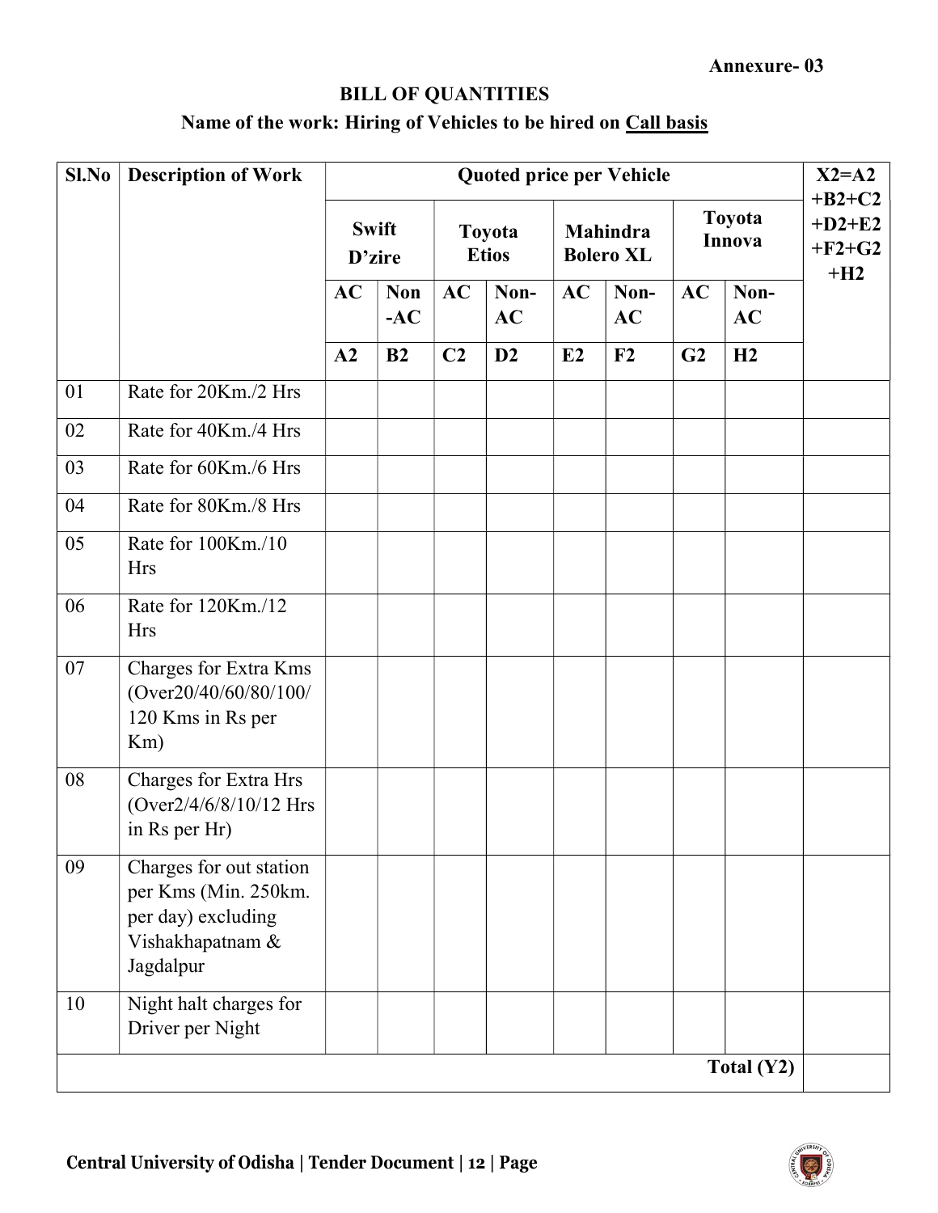**Annexure- 03**

## BILL OF QUANTITIES

### Name of the work: Hiring of Vehicles to be hired on Call basis

| Sl.No | Description of Work | Quoted price per Vehicle | | | | | | | | X2=A2 +B2+C2 +D2+E2 +F2+G2 +H2 |
|---|---|---|---|---|---|---|---|---|---|---|
| | | Swift D'zire | | Toyota Etios | | Mahindra Bolero XL | | Toyota Innova | | |
| | | AC | Non -AC | AC | Non-AC | AC | Non-AC | AC | Non-AC | |
| | | A2 | B2 | C2 | D2 | E2 | F2 | G2 | H2 | |
| 01 | Rate for 20Km./2 Hrs | | | | | | | | | |
| 02 | Rate for 40Km./4 Hrs | | | | | | | | | |
| 03 | Rate for 60Km./6 Hrs | | | | | | | | | |
| 04 | Rate for 80Km./8 Hrs | | | | | | | | | |
| 05 | Rate for 100Km./10 Hrs | | | | | | | | | |
| 06 | Rate for 120Km./12 Hrs | | | | | | | | | |
| 07 | Charges for Extra Kms (Over20/40/60/80/100/120 Kms in Rs per Km) | | | | | | | | | |
| 08 | Charges for Extra Hrs (Over2/4/6/8/10/12 Hrs in Rs per Hr) | | | | | | | | | |
| 09 | Charges for out station per Kms (Min. 250km. per day) excluding Vishakhapatnam & Jagdalpur | | | | | | | | | |
| 10 | Night halt charges for Driver per Night | | | | | | | | | |
| | | | | | | | | | **Total (Y2)** | |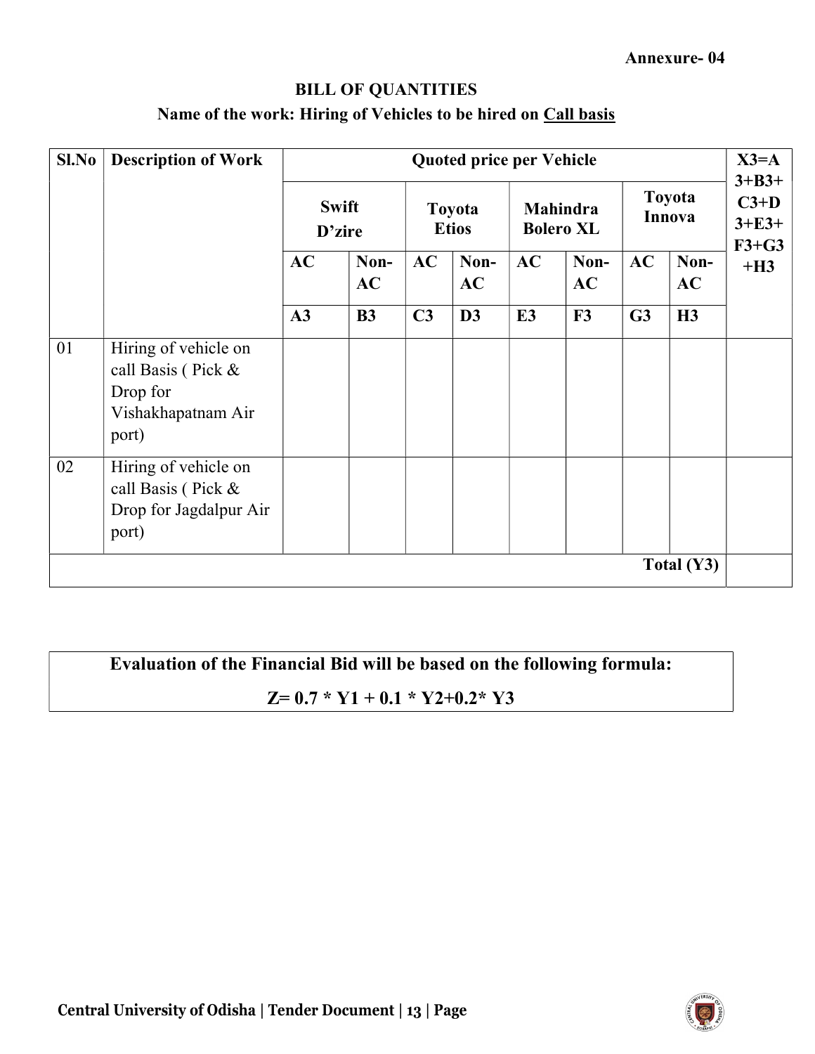Annexure- 04

## BILL OF QUANTITIES

### Name of the work: Hiring of Vehicles to be hired on Call basis

| Sl.No | Description of Work | Quoted price per Vehicle | | | | | | | | X3=A3+B3+C3+D3+E3+F3+G3+H3 |
|---|---|---|---|---|---|---|---|---|---|---|
| | | Swift D'zire | | Toyota Etios | | Mahindra Bolero XL | | Toyota Innova | | |
| | | AC | Non-AC | AC | Non-AC | AC | Non-AC | AC | Non-AC | |
| | | A3 | B3 | C3 | D3 | E3 | F3 | G3 | H3 | |
| 01 | Hiring of vehicle on call Basis ( Pick & Drop for Vishakhapatnam Air port) | | | | | | | | | |
| 02 | Hiring of vehicle on call Basis ( Pick & Drop for Jagdalpur Air port) | | | | | | | | | |
| | | | | | | | | | Total (Y3) | |

**Evaluation of the Financial Bid will be based on the following formula:**

$$Z = 0.7 * Y1 + 0.1 * Y2 + 0.2 * Y3$$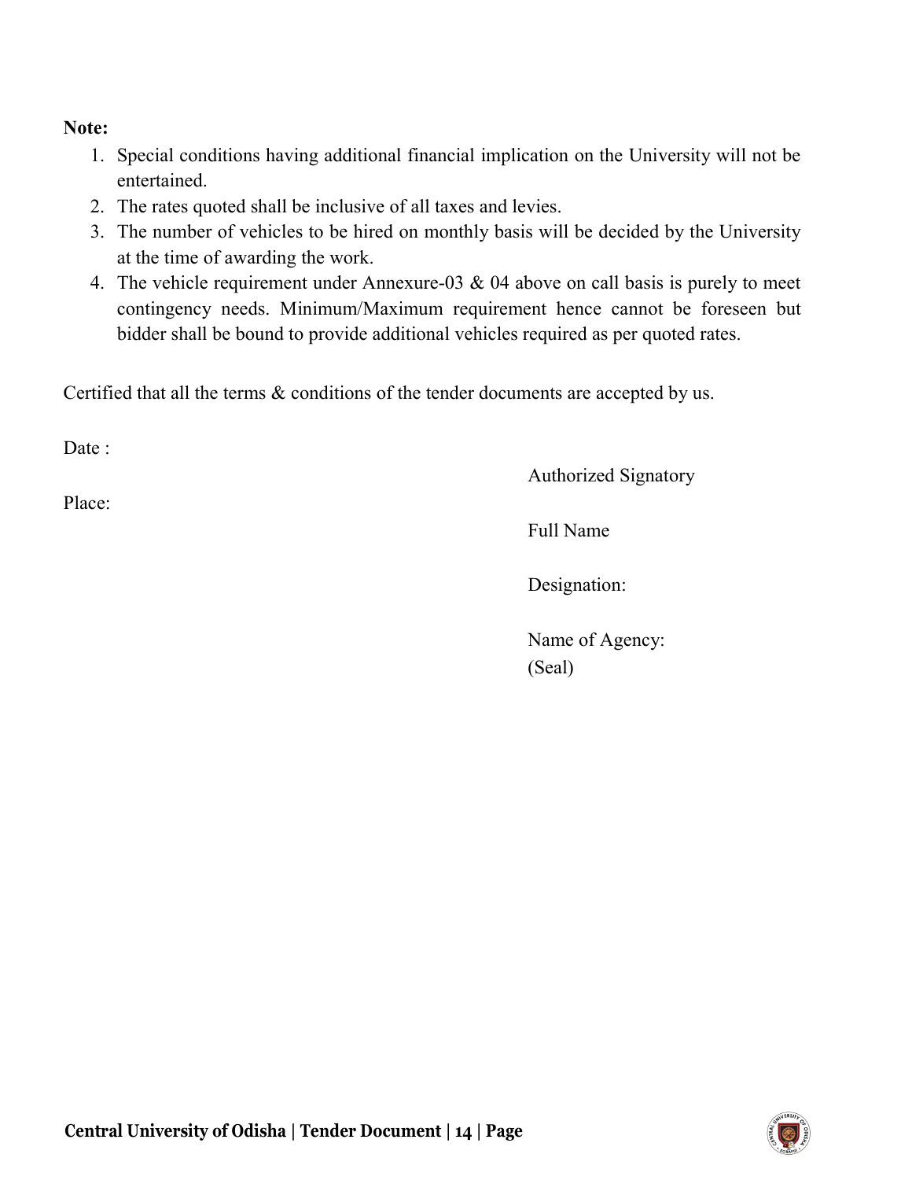**Note:**

1. Special conditions having additional financial implication on the University will not be entertained.
2. The rates quoted shall be inclusive of all taxes and levies.
3. The number of vehicles to be hired on monthly basis will be decided by the University at the time of awarding the work.
4. The vehicle requirement under Annexure-03 & 04 above on call basis is purely to meet contingency needs. Minimum/Maximum requirement hence cannot be foreseen but bidder shall be bound to provide additional vehicles required as per quoted rates.

Certified that all the terms & conditions of the tender documents are accepted by us.

Date :

Place:

Authorized Signatory

Full Name

Designation:

Name of Agency:
(Seal)